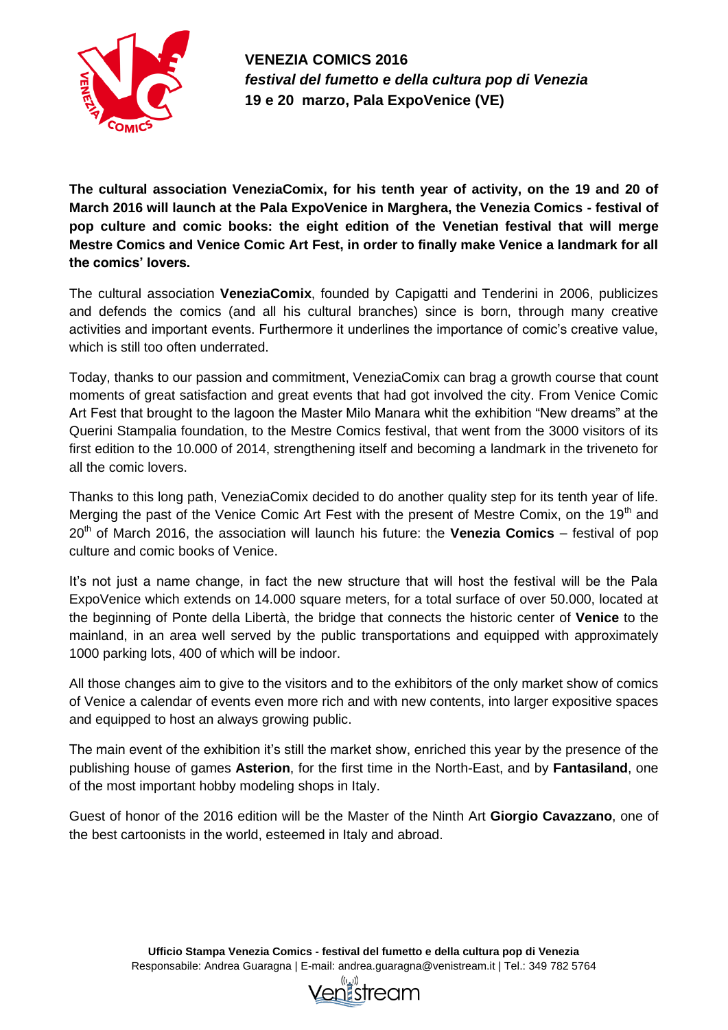**VENEZIA COMICS 2016**
***festival del fumetto e della cultura pop di Venezia***
**19 e 20 marzo, Pala ExpoVenice (VE)**

**The cultural association VeneziaComix, for his tenth year of activity, on the 19 and 20 of March 2016 will launch at the Pala ExpoVenice in Marghera, the Venezia Comics - festival of pop culture and comic books: the eight edition of the Venetian festival that will merge Mestre Comics and Venice Comic Art Fest, in order to finally make Venice a landmark for all the comics' lovers.**

The cultural association **VeneziaComix**, founded by Capigatti and Tenderini in 2006, publicizes and defends the comics (and all his cultural branches) since is born, through many creative activities and important events. Furthermore it underlines the importance of comic's creative value, which is still too often underrated.

Today, thanks to our passion and commitment, VeneziaComix can brag a growth course that count moments of great satisfaction and great events that had got involved the city. From Venice Comic Art Fest that brought to the lagoon the Master Milo Manara whit the exhibition "New dreams" at the Querini Stampalia foundation, to the Mestre Comics festival, that went from the 3000 visitors of its first edition to the 10.000 of 2014, strengthening itself and becoming a landmark in the triveneto for all the comic lovers.

Thanks to this long path, VeneziaComix decided to do another quality step for its tenth year of life. Merging the past of the Venice Comic Art Fest with the present of Mestre Comix, on the 19th and 20th of March 2016, the association will launch his future: the **Venezia Comics** – festival of pop culture and comic books of Venice.

It's not just a name change, in fact the new structure that will host the festival will be the Pala ExpoVenice which extends on 14.000 square meters, for a total surface of over 50.000, located at the beginning of Ponte della Libertà, the bridge that connects the historic center of **Venice** to the mainland, in an area well served by the public transportations and equipped with approximately 1000 parking lots, 400 of which will be indoor.

All those changes aim to give to the visitors and to the exhibitors of the only market show of comics of Venice a calendar of events even more rich and with new contents, into larger expositive spaces and equipped to host an always growing public.

The main event of the exhibition it's still the market show, enriched this year by the presence of the publishing house of games **Asterion**, for the first time in the North-East, and by **Fantasiland**, one of the most important hobby modeling shops in Italy.

Guest of honor of the 2016 edition will be the Master of the Ninth Art **Giorgio Cavazzano**, one of the best cartoonists in the world, esteemed in Italy and abroad.

**Ufficio Stampa Venezia Comics - festival del fumetto e della cultura pop di Venezia**
Responsabile: Andrea Guaragna | E-mail: andrea.guaragna@venistream.it | Tel.: 349 782 5764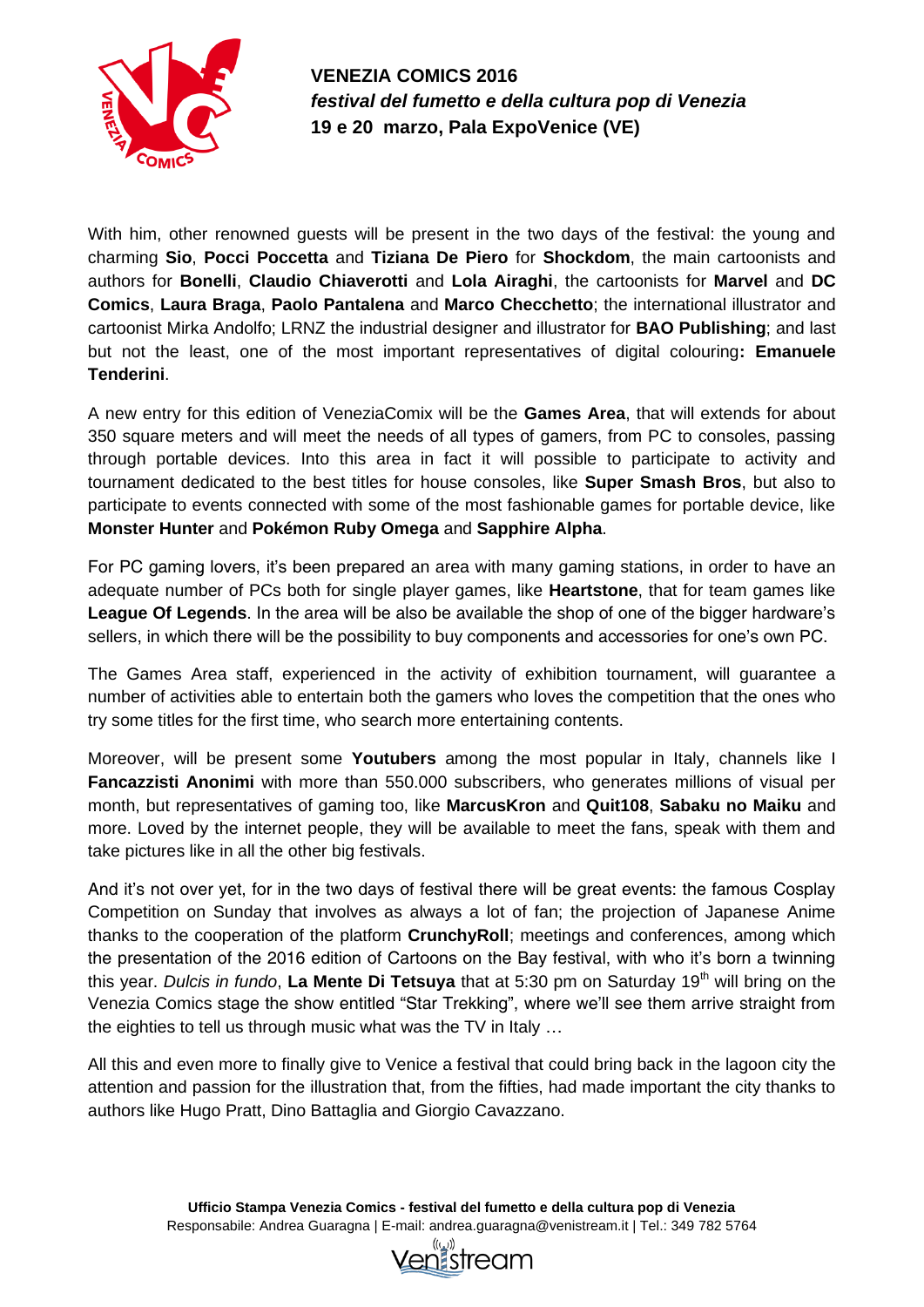With him, other renowned guests will be present in the two days of the festival: the young and charming **Sio**, **Pocci Poccetta** and **Tiziana De Piero** for **Shockdom**, the main cartoonists and authors for **Bonelli**, **Claudio Chiaverotti** and **Lola Airaghi**, the cartoonists for **Marvel** and **DC Comics**, **Laura Braga**, **Paolo Pantalena** and **Marco Checchetto**; the international illustrator and cartoonist Mirka Andolfo; LRNZ the industrial designer and illustrator for **BAO Publishing**; and last but not the least, one of the most important representatives of digital colouring**: Emanuele Tenderini**.

A new entry for this edition of VeneziaComix will be the **Games Area**, that will extends for about 350 square meters and will meet the needs of all types of gamers, from PC to consoles, passing through portable devices. Into this area in fact it will possible to participate to activity and tournament dedicated to the best titles for house consoles, like **Super Smash Bros**, but also to participate to events connected with some of the most fashionable games for portable device, like **Monster Hunter** and **Pokémon Ruby Omega** and **Sapphire Alpha**.

For PC gaming lovers, it's been prepared an area with many gaming stations, in order to have an adequate number of PCs both for single player games, like **Heartstone**, that for team games like **League Of Legends**. In the area will be also be available the shop of one of the bigger hardware's sellers, in which there will be the possibility to buy components and accessories for one's own PC.

The Games Area staff, experienced in the activity of exhibition tournament, will guarantee a number of activities able to entertain both the gamers who loves the competition that the ones who try some titles for the first time, who search more entertaining contents.

Moreover, will be present some **Youtubers** among the most popular in Italy, channels like I **Fancazzisti Anonimi** with more than 550.000 subscribers, who generates millions of visual per month, but representatives of gaming too, like **MarcusKron** and **Quit108**, **Sabaku no Maiku** and more. Loved by the internet people, they will be available to meet the fans, speak with them and take pictures like in all the other big festivals.

And it's not over yet, for in the two days of festival there will be great events: the famous Cosplay Competition on Sunday that involves as always a lot of fan; the projection of Japanese Anime thanks to the cooperation of the platform **CrunchyRoll**; meetings and conferences, among which the presentation of the 2016 edition of Cartoons on the Bay festival, with who it's born a twinning this year. *Dulcis in fundo*, **La Mente Di Tetsuya** that at 5:30 pm on Saturday 19th will bring on the Venezia Comics stage the show entitled "Star Trekking", where we'll see them arrive straight from the eighties to tell us through music what was the TV in Italy …

All this and even more to finally give to Venice a festival that could bring back in the lagoon city the attention and passion for the illustration that, from the fifties, had made important the city thanks to authors like Hugo Pratt, Dino Battaglia and Giorgio Cavazzano.